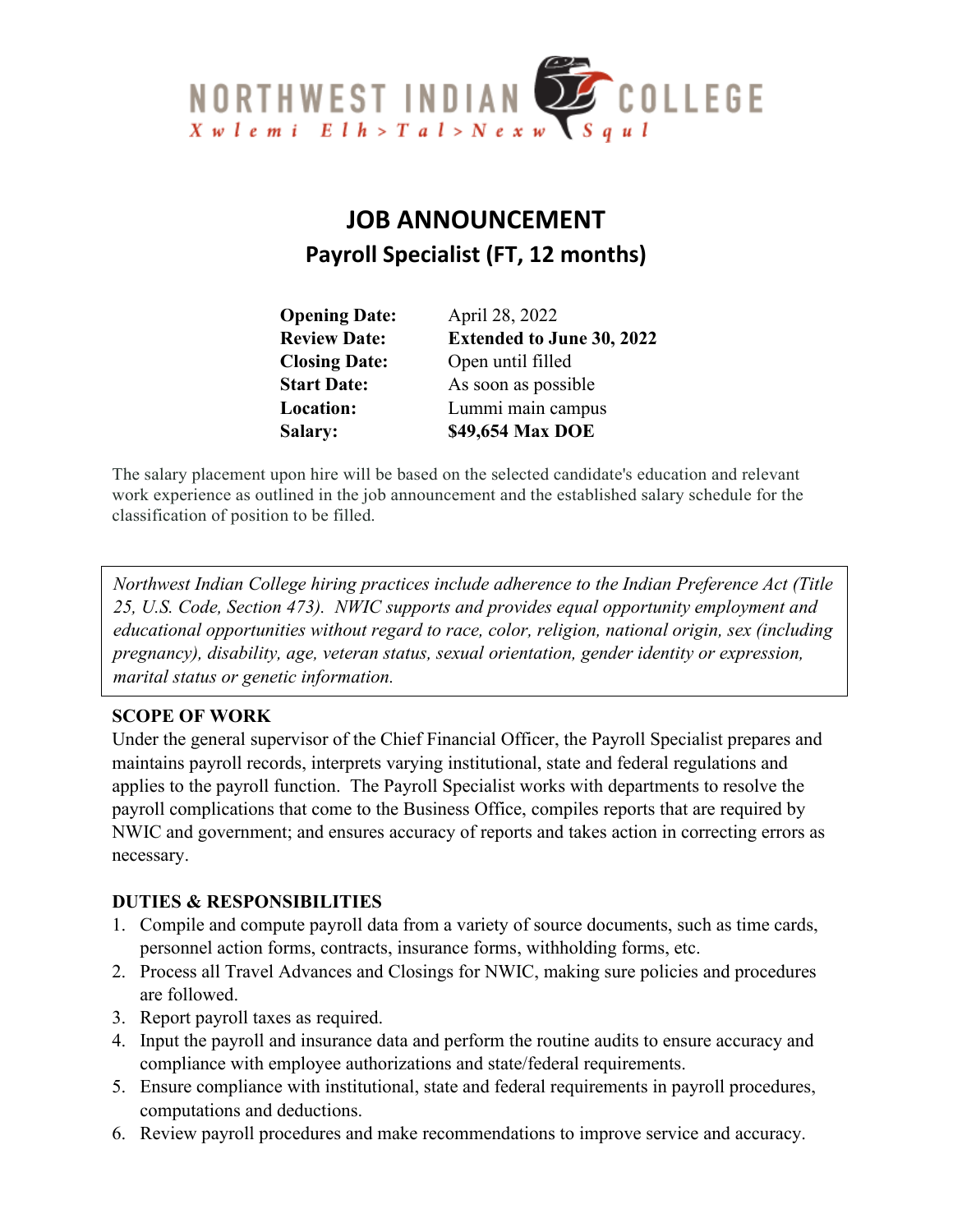NORTHWEST INDIAN COLLEGE

*Xwlemi Elh>Tal>Nexw Squl*

# JOB ANNOUNCEMENT

## Payroll Specialist (FT, 12 months)

| | |
|---|---|
| **Opening Date:** | April 28, 2022 |
| **Review Date:** | **Extended to June 30, 2022** |
| **Closing Date:** | Open until filled |
| **Start Date:** | As soon as possible |
| **Location:** | Lummi main campus |
| **Salary:** | **$49,654 Max DOE** |

The salary placement upon hire will be based on the selected candidate's education and relevant work experience as outlined in the job announcement and the established salary schedule for the classification of position to be filled.

*Northwest Indian College hiring practices include adherence to the Indian Preference Act (Title 25, U.S. Code, Section 473). NWIC supports and provides equal opportunity employment and educational opportunities without regard to race, color, religion, national origin, sex (including pregnancy), disability, age, veteran status, sexual orientation, gender identity or expression, marital status or genetic information.*

### SCOPE OF WORK

Under the general supervisor of the Chief Financial Officer, the Payroll Specialist prepares and maintains payroll records, interprets varying institutional, state and federal regulations and applies to the payroll function. The Payroll Specialist works with departments to resolve the payroll complications that come to the Business Office, compiles reports that are required by NWIC and government; and ensures accuracy of reports and takes action in correcting errors as necessary.

### DUTIES & RESPONSIBILITIES

1. Compile and compute payroll data from a variety of source documents, such as time cards, personnel action forms, contracts, insurance forms, withholding forms, etc.
2. Process all Travel Advances and Closings for NWIC, making sure policies and procedures are followed.
3. Report payroll taxes as required.
4. Input the payroll and insurance data and perform the routine audits to ensure accuracy and compliance with employee authorizations and state/federal requirements.
5. Ensure compliance with institutional, state and federal requirements in payroll procedures, computations and deductions.
6. Review payroll procedures and make recommendations to improve service and accuracy.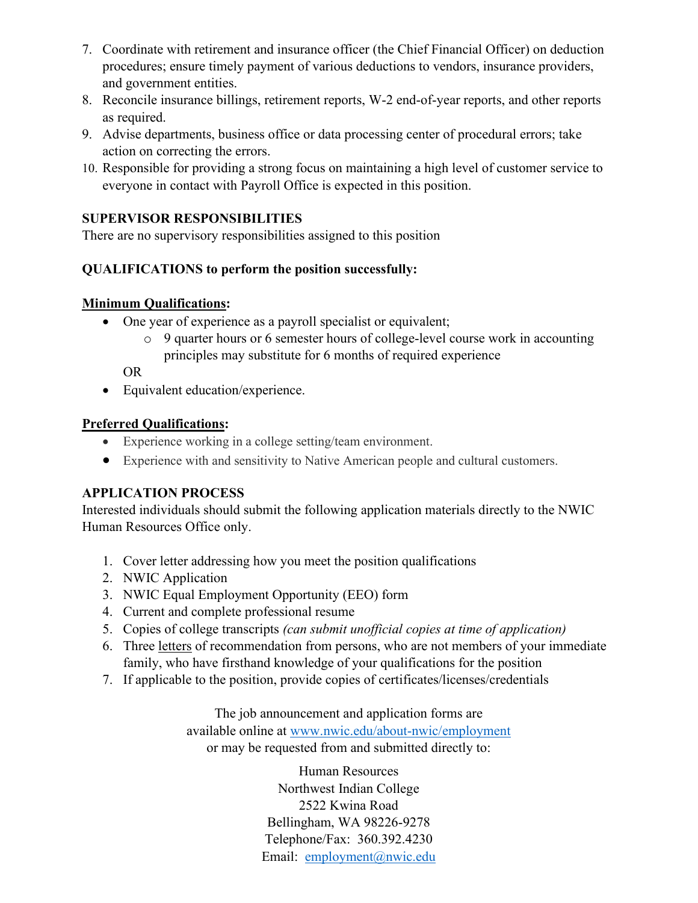7. Coordinate with retirement and insurance officer (the Chief Financial Officer) on deduction procedures; ensure timely payment of various deductions to vendors, insurance providers, and government entities.
8. Reconcile insurance billings, retirement reports, W-2 end-of-year reports, and other reports as required.
9. Advise departments, business office or data processing center of procedural errors; take action on correcting the errors.
10. Responsible for providing a strong focus on maintaining a high level of customer service to everyone in contact with Payroll Office is expected in this position.

**SUPERVISOR RESPONSIBILITIES**

There are no supervisory responsibilities assigned to this position

**QUALIFICATIONS to perform the position successfully:**

**Minimum Qualifications:**

- One year of experience as a payroll specialist or equivalent;
  - 9 quarter hours or 6 semester hours of college-level course work in accounting principles may substitute for 6 months of required experience

  OR
- Equivalent education/experience.

**Preferred Qualifications:**

- Experience working in a college setting/team environment.
- Experience with and sensitivity to Native American people and cultural customers.

**APPLICATION PROCESS**

Interested individuals should submit the following application materials directly to the NWIC Human Resources Office only.

1. Cover letter addressing how you meet the position qualifications
2. NWIC Application
3. NWIC Equal Employment Opportunity (EEO) form
4. Current and complete professional resume
5. Copies of college transcripts *(can submit unofficial copies at time of application)*
6. Three letters of recommendation from persons, who are not members of your immediate family, who have firsthand knowledge of your qualifications for the position
7. If applicable to the position, provide copies of certificates/licenses/credentials

The job announcement and application forms are available online at www.nwic.edu/about-nwic/employment or may be requested from and submitted directly to:

Human Resources
Northwest Indian College
2522 Kwina Road
Bellingham, WA 98226-9278
Telephone/Fax: 360.392.4230
Email: employment@nwic.edu